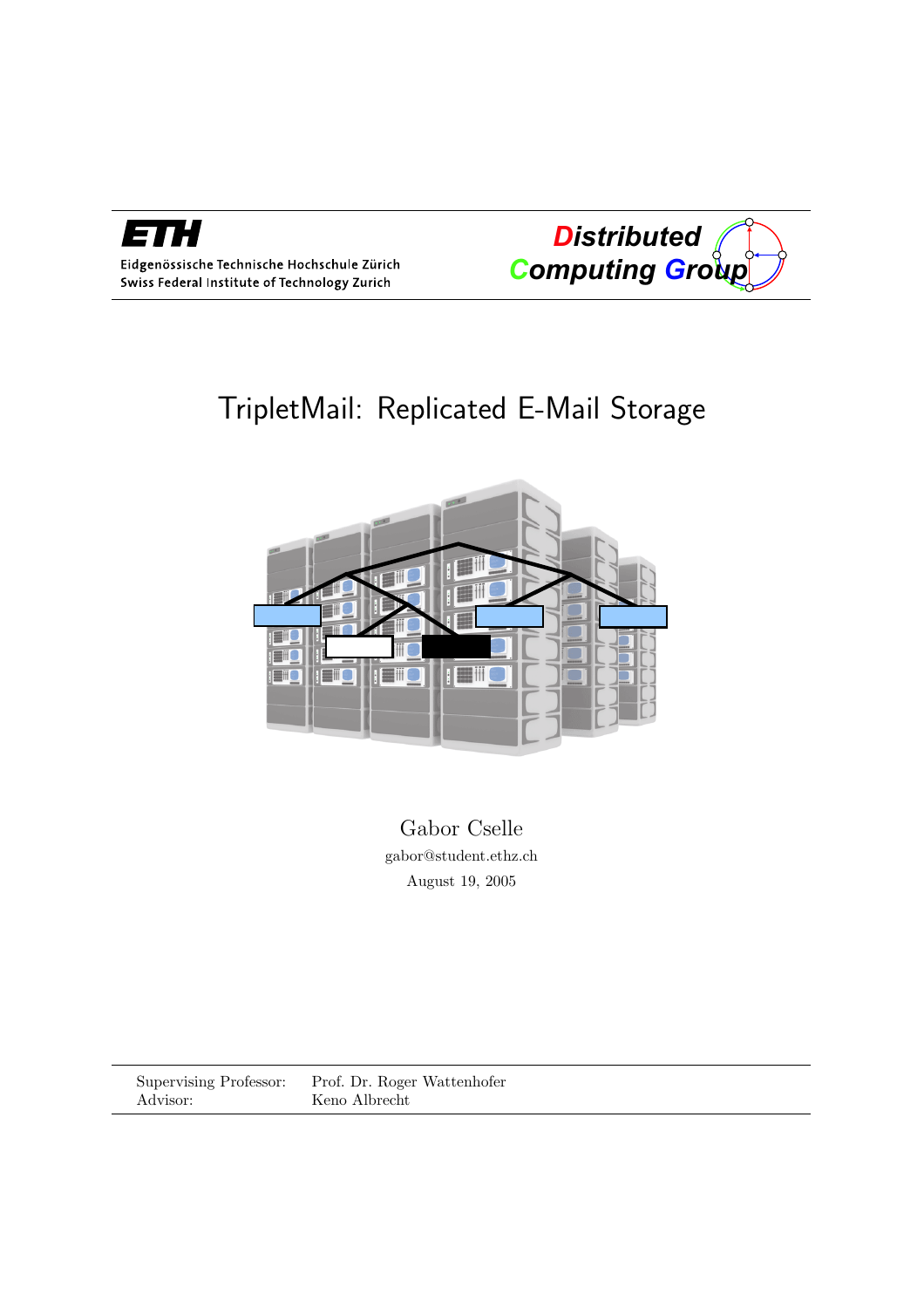ETH

Eidgenössische Technische Hochschule Zürich
Swiss Federal Institute of Technology Zurich

Distributed Computing Group

# TripletMail: Replicated E-Mail Storage

Gabor Cselle

gabor@student.ethz.ch

August 19, 2005

| | |
|---|---|
| Supervising Professor: | Prof. Dr. Roger Wattenhofer |
| Advisor: | Keno Albrecht |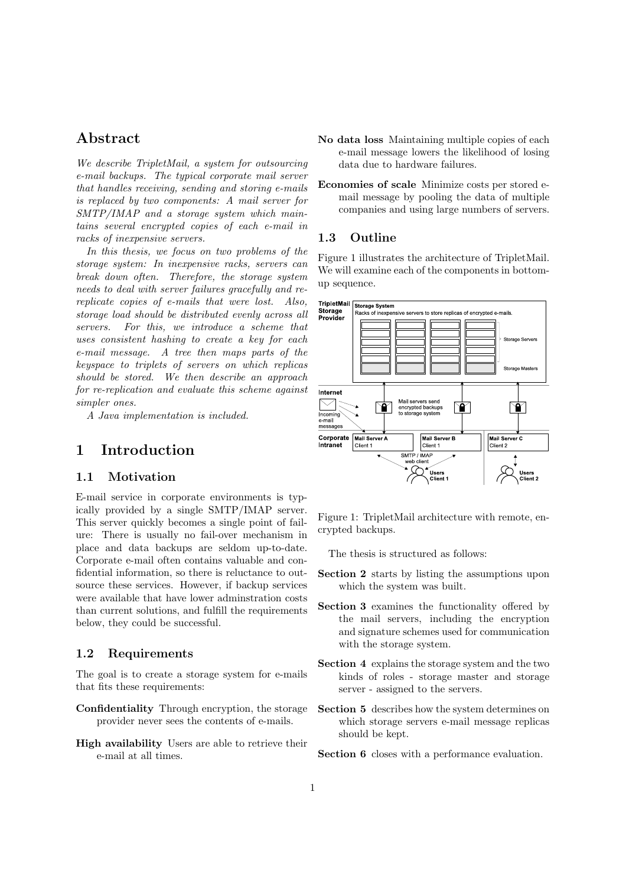# Abstract

*We describe TripletMail, a system for outsourcing e-mail backups. The typical corporate mail server that handles receiving, sending and storing e-mails is replaced by two components: A mail server for SMTP/IMAP and a storage system which maintains several encrypted copies of each e-mail in racks of inexpensive servers.*

*In this thesis, we focus on two problems of the storage system: In inexpensive racks, servers can break down often. Therefore, the storage system needs to deal with server failures gracefully and re-replicate copies of e-mails that were lost. Also, storage load should be distributed evenly across all servers. For this, we introduce a scheme that uses consistent hashing to create a key for each e-mail message. A tree then maps parts of the keyspace to triplets of servers on which replicas should be stored. We then describe an approach for re-replication and evaluate this scheme against simpler ones.*

*A Java implementation is included.*

# 1 Introduction

## 1.1 Motivation

E-mail service in corporate environments is typically provided by a single SMTP/IMAP server. This server quickly becomes a single point of failure: There is usually no fail-over mechanism in place and data backups are seldom up-to-date. Corporate e-mail often contains valuable and confidential information, so there is reluctance to outsource these services. However, if backup services were available that have lower adminstration costs than current solutions, and fulfill the requirements below, they could be successful.

## 1.2 Requirements

The goal is to create a storage system for e-mails that fits these requirements:

**Confidentiality** Through encryption, the storage provider never sees the contents of e-mails.

**High availability** Users are able to retrieve their e-mail at all times.

**No data loss** Maintaining multiple copies of each e-mail message lowers the likelihood of losing data due to hardware failures.

**Economies of scale** Minimize costs per stored e-mail message by pooling the data of multiple companies and using large numbers of servers.

## 1.3 Outline

Figure 1 illustrates the architecture of TripletMail. We will examine each of the components in bottom-up sequence.

Figure 1: TripletMail architecture with remote, encrypted backups.

The thesis is structured as follows:

**Section 2** starts by listing the assumptions upon which the system was built.

**Section 3** examines the functionality offered by the mail servers, including the encryption and signature schemes used for communication with the storage system.

**Section 4** explains the storage system and the two kinds of roles - storage master and storage server - assigned to the servers.

**Section 5** describes how the system determines on which storage servers e-mail message replicas should be kept.

**Section 6** closes with a performance evaluation.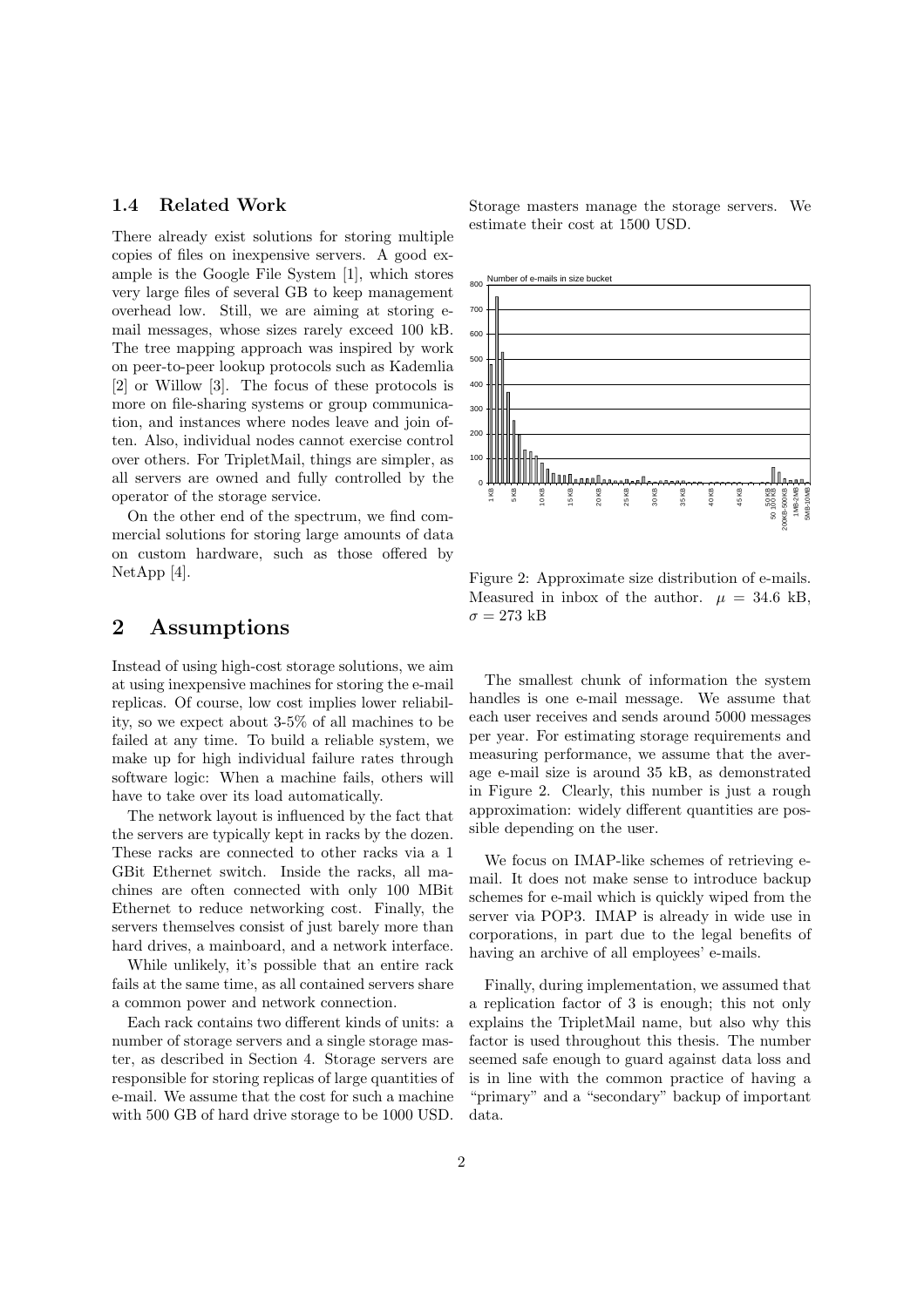### 1.4 Related Work

There already exist solutions for storing multiple copies of files on inexpensive servers. A good example is the Google File System [1], which stores very large files of several GB to keep management overhead low. Still, we are aiming at storing e-mail messages, whose sizes rarely exceed 100 kB. The tree mapping approach was inspired by work on peer-to-peer lookup protocols such as Kademlia [2] or Willow [3]. The focus of these protocols is more on file-sharing systems or group communication, and instances where nodes leave and join often. Also, individual nodes cannot exercise control over others. For TripletMail, things are simpler, as all servers are owned and fully controlled by the operator of the storage service.

On the other end of the spectrum, we find commercial solutions for storing large amounts of data on custom hardware, such as those offered by NetApp [4].

## 2 Assumptions

Instead of using high-cost storage solutions, we aim at using inexpensive machines for storing the e-mail replicas. Of course, low cost implies lower reliability, so we expect about 3-5% of all machines to be failed at any time. To build a reliable system, we make up for high individual failure rates through software logic: When a machine fails, others will have to take over its load automatically.

The network layout is influenced by the fact that the servers are typically kept in racks by the dozen. These racks are connected to other racks via a 1 GBit Ethernet switch. Inside the racks, all machines are often connected with only 100 MBit Ethernet to reduce networking cost. Finally, the servers themselves consist of just barely more than hard drives, a mainboard, and a network interface.

While unlikely, it's possible that an entire rack fails at the same time, as all contained servers share a common power and network connection.

Each rack contains two different kinds of units: a number of storage servers and a single storage master, as described in Section 4. Storage servers are responsible for storing replicas of large quantities of e-mail. We assume that the cost for such a machine with 500 GB of hard drive storage to be 1000 USD. Storage masters manage the storage servers. We estimate their cost at 1500 USD.

Figure 2: Approximate size distribution of e-mails. Measured in inbox of the author. $\mu = 34.6$ kB, $\sigma = 273$ kB

The smallest chunk of information the system handles is one e-mail message. We assume that each user receives and sends around 5000 messages per year. For estimating storage requirements and measuring performance, we assume that the average e-mail size is around 35 kB, as demonstrated in Figure 2. Clearly, this number is just a rough approximation: widely different quantities are possible depending on the user.

We focus on IMAP-like schemes of retrieving e-mail. It does not make sense to introduce backup schemes for e-mail which is quickly wiped from the server via POP3. IMAP is already in wide use in corporations, in part due to the legal benefits of having an archive of all employees' e-mails.

Finally, during implementation, we assumed that a replication factor of 3 is enough; this not only explains the TripletMail name, but also why this factor is used throughout this thesis. The number seemed safe enough to guard against data loss and is in line with the common practice of having a "primary" and a "secondary" backup of important data.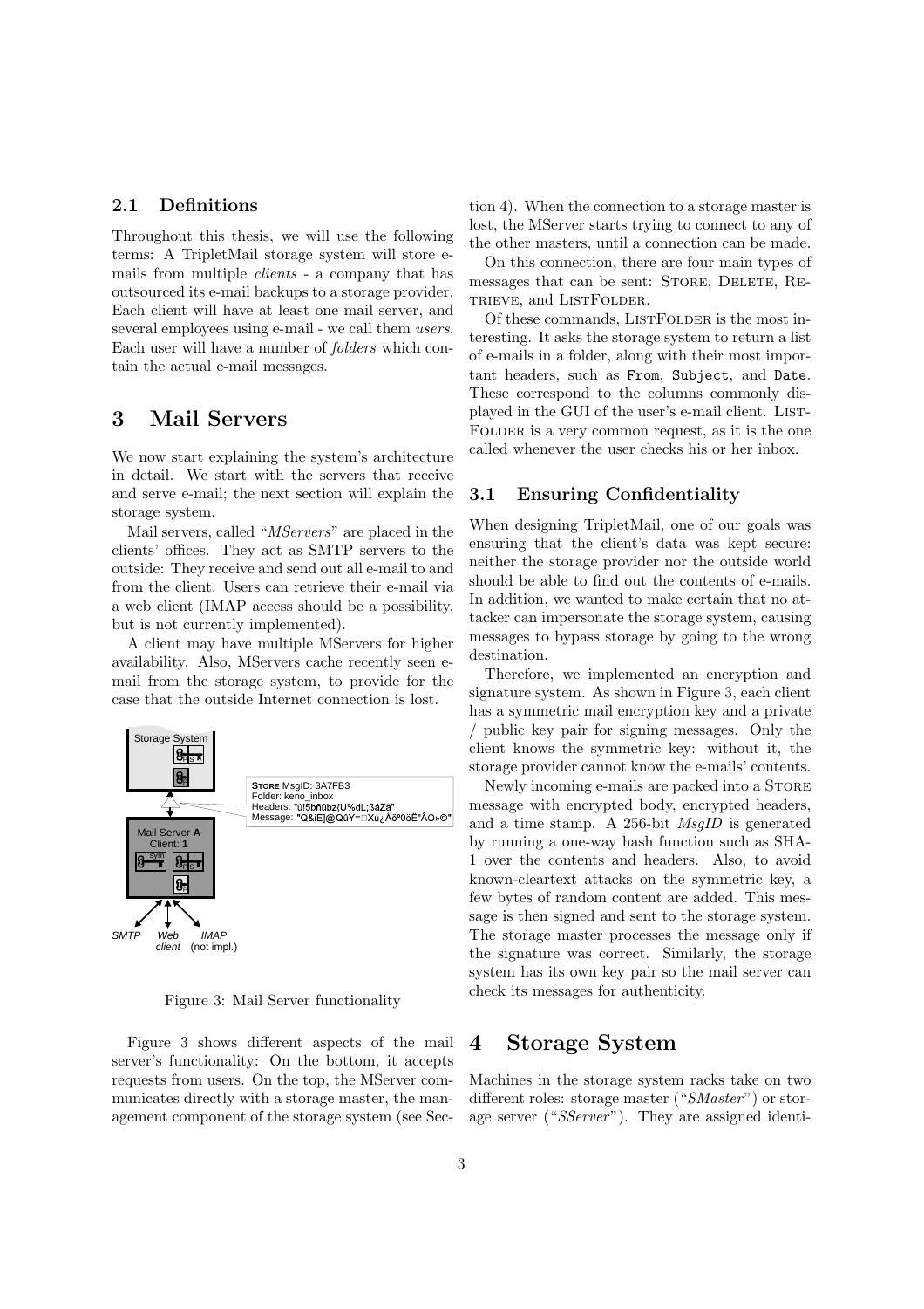### 2.1 Definitions

Throughout this thesis, we will use the following terms: A TripletMail storage system will store e-mails from multiple *clients* - a company that has outsourced its e-mail backups to a storage provider. Each client will have at least one mail server, and several employees using e-mail - we call them *users*. Each user will have a number of *folders* which contain the actual e-mail messages.

## 3 Mail Servers

We now start explaining the system's architecture in detail. We start with the servers that receive and serve e-mail; the next section will explain the storage system.

Mail servers, called "*MServers*" are placed in the clients' offices. They act as SMTP servers to the outside: They receive and send out all e-mail to and from the client. Users can retrieve their e-mail via a web client (IMAP access should be a possibility, but is not currently implemented).

A client may have multiple MServers for higher availability. Also, MServers cache recently seen e-mail from the storage system, to provide for the case that the outside Internet connection is lost.

Figure 3: Mail Server functionality

Figure 3 shows different aspects of the mail server's functionality: On the bottom, it accepts requests from users. On the top, the MServer communicates directly with a storage master, the management component of the storage system (see Section 4). When the connection to a storage master is lost, the MServer starts trying to connect to any of the other masters, until a connection can be made.

On this connection, there are four main types of messages that can be sent: Store, Delete, Retrieve, and ListFolder.

Of these commands, ListFolder is the most interesting. It asks the storage system to return a list of e-mails in a folder, along with their most important headers, such as `From`, `Subject`, and `Date`. These correspond to the columns commonly displayed in the GUI of the user's e-mail client. ListFolder is a very common request, as it is the one called whenever the user checks his or her inbox.

### 3.1 Ensuring Confidentiality

When designing TripletMail, one of our goals was ensuring that the client's data was kept secure: neither the storage provider nor the outside world should be able to find out the contents of e-mails. In addition, we wanted to make certain that no attacker can impersonate the storage system, causing messages to bypass storage by going to the wrong destination.

Therefore, we implemented an encryption and signature system. As shown in Figure 3, each client has a symmetric mail encryption key and a private / public key pair for signing messages. Only the client knows the symmetric key: without it, the storage provider cannot know the e-mails' contents.

Newly incoming e-mails are packed into a Store message with encrypted body, encrypted headers, and a time stamp. A 256-bit *MsgID* is generated by running a one-way hash function such as SHA-1 over the contents and headers. Also, to avoid known-cleartext attacks on the symmetric key, a few bytes of random content are added. This message is then signed and sent to the storage system. The storage master processes the message only if the signature was correct. Similarly, the storage system has its own key pair so the mail server can check its messages for authenticity.

## 4 Storage System

Machines in the storage system racks take on two different roles: storage master ("*SMaster*") or storage server ("*SServer*"). They are assigned identi-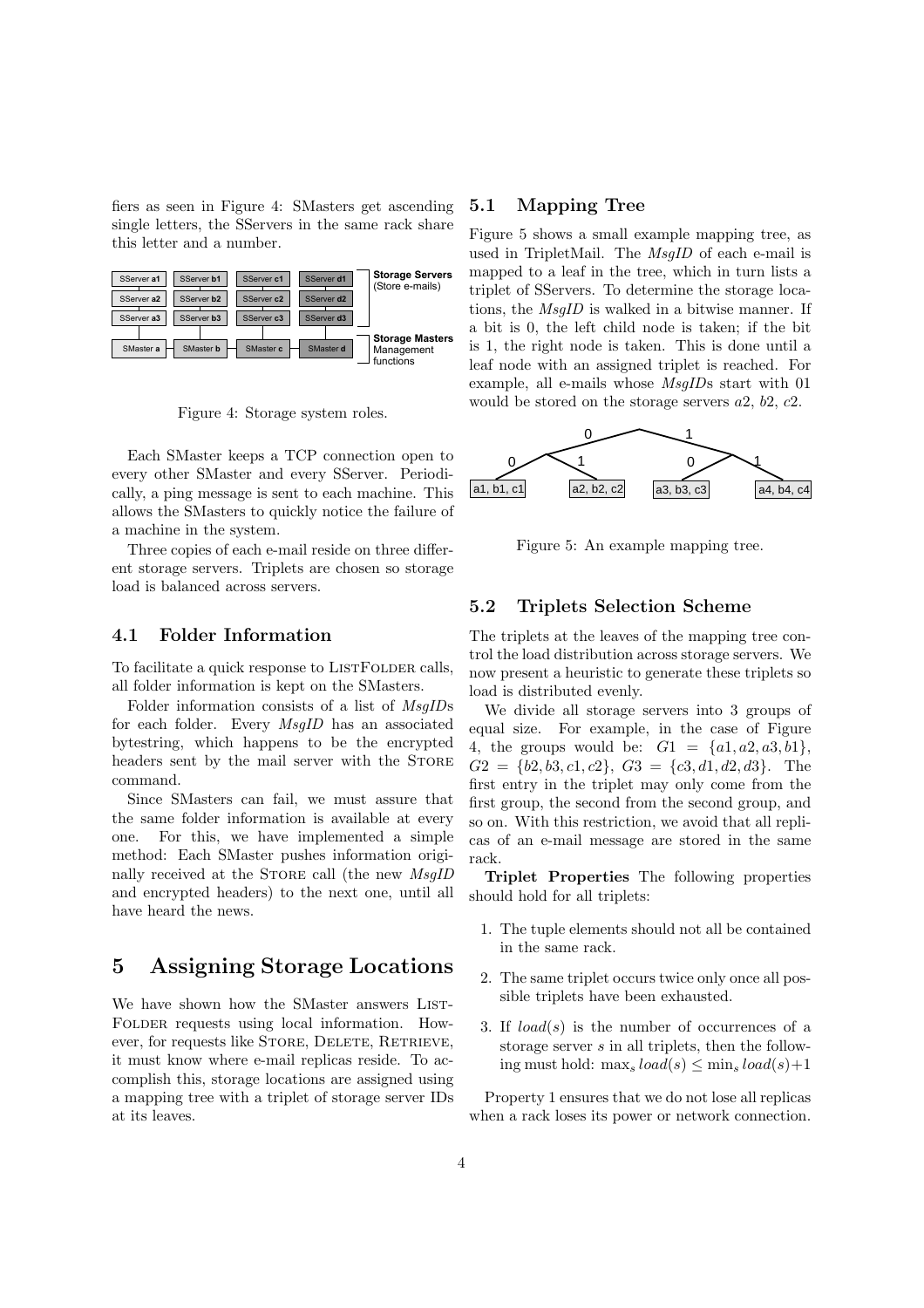fiers as seen in Figure 4: SMasters get ascending single letters, the SServers in the same rack share this letter and a number.

Figure 4: Storage system roles.

Each SMaster keeps a TCP connection open to every other SMaster and every SServer. Periodically, a ping message is sent to each machine. This allows the SMasters to quickly notice the failure of a machine in the system.

Three copies of each e-mail reside on three different storage servers. Triplets are chosen so storage load is balanced across servers.

### 4.1 Folder Information

To facilitate a quick response to ListFolder calls, all folder information is kept on the SMasters.

Folder information consists of a list of *MsgID*s for each folder. Every *MsgID* has an associated bytestring, which happens to be the encrypted headers sent by the mail server with the Store command.

Since SMasters can fail, we must assure that the same folder information is available at every one. For this, we have implemented a simple method: Each SMaster pushes information originally received at the Store call (the new *MsgID* and encrypted headers) to the next one, until all have heard the news.

## 5 Assigning Storage Locations

We have shown how the SMaster answers ListFolder requests using local information. However, for requests like Store, Delete, Retrieve, it must know where e-mail replicas reside. To accomplish this, storage locations are assigned using a mapping tree with a triplet of storage server IDs at its leaves.

### 5.1 Mapping Tree

Figure 5 shows a small example mapping tree, as used in TripletMail. The *MsgID* of each e-mail is mapped to a leaf in the tree, which in turn lists a triplet of SServers. To determine the storage locations, the *MsgID* is walked in a bitwise manner. If a bit is 0, the left child node is taken; if the bit is 1, the right node is taken. This is done until a leaf node with an assigned triplet is reached. For example, all e-mails whose *MsgID*s start with 01 would be stored on the storage servers $a2$, $b2$, $c2$.

Figure 5: An example mapping tree.

### 5.2 Triplets Selection Scheme

The triplets at the leaves of the mapping tree control the load distribution across storage servers. We now present a heuristic to generate these triplets so load is distributed evenly.

We divide all storage servers into 3 groups of equal size. For example, in the case of Figure 4, the groups would be: $G1 = \{a1, a2, a3, b1\}$, $G2 = \{b2, b3, c1, c2\}$, $G3 = \{c3, d1, d2, d3\}$. The first entry in the triplet may only come from the first group, the second from the second group, and so on. With this restriction, we avoid that all replicas of an e-mail message are stored in the same rack.

**Triplet Properties** The following properties should hold for all triplets:

1. The tuple elements should not all be contained in the same rack.
2. The same triplet occurs twice only once all possible triplets have been exhausted.
3. If $load(s)$ is the number of occurrences of a storage server $s$ in all triplets, then the following must hold: $\max_s load(s) \leq \min_s load(s)+1$

Property 1 ensures that we do not lose all replicas when a rack loses its power or network connection.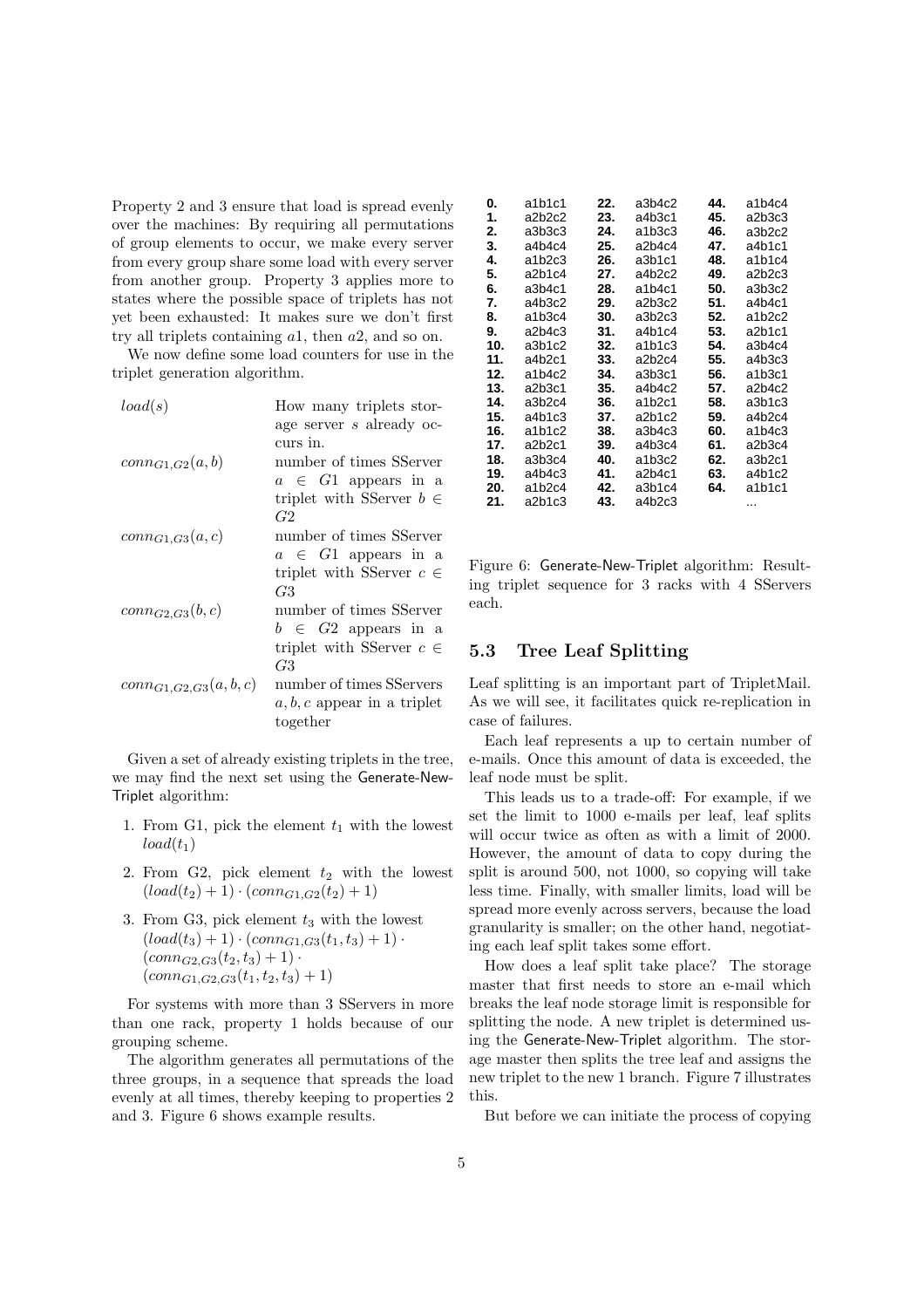Property 2 and 3 ensure that load is spread evenly over the machines: By requiring all permutations of group elements to occur, we make every server from every group share some load with every server from another group. Property 3 applies more to states where the possible space of triplets has not yet been exhausted: It makes sure we don't first try all triplets containing $a1$, then $a2$, and so on.

We now define some load counters for use in the triplet generation algorithm.

| | |
|---|---|
| $load(s)$ | How many triplets storage server $s$ already occurs in. |
| $conn_{G1,G2}(a,b)$ | number of times SServer $a \in G1$ appears in a triplet with SServer $b \in G2$ |
| $conn_{G1,G3}(a,c)$ | number of times SServer $a \in G1$ appears in a triplet with SServer $c \in G3$ |
| $conn_{G2,G3}(b,c)$ | number of times SServer $b \in G2$ appears in a triplet with SServer $c \in G3$ |
| $conn_{G1,G2,G3}(a,b,c)$ | number of times SServers $a,b,c$ appear in a triplet together |

Given a set of already existing triplets in the tree, we may find the next set using the Generate-New-Triplet algorithm:

1. From G1, pick the element $t_1$ with the lowest $load(t_1)$
2. From G2, pick element $t_2$ with the lowest $(load(t_2)+1) \cdot (conn_{G1,G2}(t_2)+1)$
3. From G3, pick element $t_3$ with the lowest $(load(t_3)+1) \cdot (conn_{G1,G3}(t_1,t_3)+1) \cdot (conn_{G2,G3}(t_2,t_3)+1) \cdot (conn_{G1,G2,G3}(t_1,t_2,t_3)+1)$

For systems with more than 3 SServers in more than one rack, property 1 holds because of our grouping scheme.

The algorithm generates all permutations of the three groups, in a sequence that spreads the load evenly at all times, thereby keeping to properties 2 and 3. Figure 6 shows example results.

| | | | | | |
|---|---|---|---|---|---|
| **0.** | a1b1c1 | **22.** | a3b4c2 | **44.** | a1b4c4 |
| **1.** | a2b2c2 | **23.** | a4b3c1 | **45.** | a2b3c3 |
| **2.** | a3b3c3 | **24.** | a1b3c3 | **46.** | a3b2c2 |
| **3.** | a4b4c4 | **25.** | a2b4c4 | **47.** | a4b1c1 |
| **4.** | a1b2c3 | **26.** | a3b1c1 | **48.** | a1b1c4 |
| **5.** | a2b1c4 | **27.** | a4b2c2 | **49.** | a2b2c3 |
| **6.** | a3b4c1 | **28.** | a1b4c1 | **50.** | a3b3c2 |
| **7.** | a4b3c2 | **29.** | a2b3c2 | **51.** | a4b4c1 |
| **8.** | a1b3c4 | **30.** | a3b2c3 | **52.** | a1b2c2 |
| **9.** | a2b4c3 | **31.** | a4b1c4 | **53.** | a2b1c1 |
| **10.** | a3b1c2 | **32.** | a1b1c3 | **54.** | a3b4c4 |
| **11.** | a4b2c1 | **33.** | a2b2c4 | **55.** | a4b3c3 |
| **12.** | a1b4c2 | **34.** | a3b3c1 | **56.** | a1b3c1 |
| **13.** | a2b3c1 | **35.** | a4b4c2 | **57.** | a2b4c2 |
| **14.** | a3b2c4 | **36.** | a1b2c1 | **58.** | a3b1c3 |
| **15.** | a4b1c3 | **37.** | a2b1c2 | **59.** | a4b2c4 |
| **16.** | a1b1c2 | **38.** | a3b4c3 | **60.** | a1b4c3 |
| **17.** | a2b2c1 | **39.** | a4b3c4 | **61.** | a2b3c4 |
| **18.** | a3b3c4 | **40.** | a1b3c2 | **62.** | a3b2c1 |
| **19.** | a4b4c3 | **41.** | a2b4c1 | **63.** | a4b1c2 |
| **20.** | a1b2c4 | **42.** | a3b1c4 | **64.** | a1b1c1 |
| **21.** | a2b1c3 | **43.** | a4b2c3 | | ... |

Figure 6: Generate-New-Triplet algorithm: Resulting triplet sequence for 3 racks with 4 SServers each.

### 5.3 Tree Leaf Splitting

Leaf splitting is an important part of TripletMail. As we will see, it facilitates quick re-replication in case of failures.

Each leaf represents a up to certain number of e-mails. Once this amount of data is exceeded, the leaf node must be split.

This leads us to a trade-off: For example, if we set the limit to 1000 e-mails per leaf, leaf splits will occur twice as often as with a limit of 2000. However, the amount of data to copy during the split is around 500, not 1000, so copying will take less time. Finally, with smaller limits, load will be spread more evenly across servers, because the load granularity is smaller; on the other hand, negotiating each leaf split takes some effort.

How does a leaf split take place? The storage master that first needs to store an e-mail which breaks the leaf node storage limit is responsible for splitting the node. A new triplet is determined using the Generate-New-Triplet algorithm. The storage master then splits the tree leaf and assigns the new triplet to the new 1 branch. Figure 7 illustrates this.

But before we can initiate the process of copying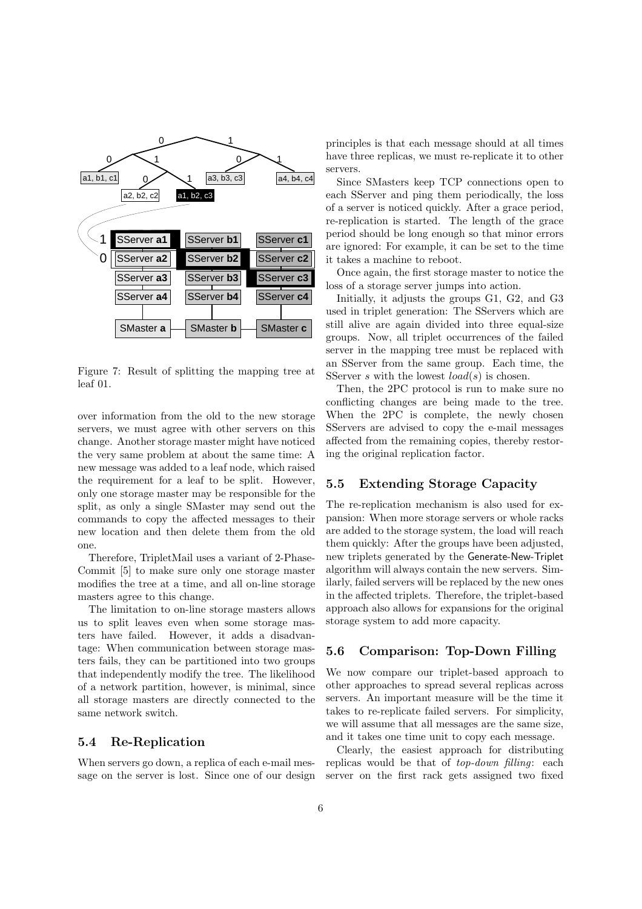Figure 7: Result of splitting the mapping tree at leaf 01.

over information from the old to the new storage servers, we must agree with other servers on this change. Another storage master might have noticed the very same problem at about the same time: A new message was added to a leaf node, which raised the requirement for a leaf to be split. However, only one storage master may be responsible for the split, as only a single SMaster may send out the commands to copy the affected messages to their new location and then delete them from the old one.

Therefore, TripletMail uses a variant of 2-Phase-Commit [5] to make sure only one storage master modifies the tree at a time, and all on-line storage masters agree to this change.

The limitation to on-line storage masters allows us to split leaves even when some storage masters have failed. However, it adds a disadvantage: When communication between storage masters fails, they can be partitioned into two groups that independently modify the tree. The likelihood of a network partition, however, is minimal, since all storage masters are directly connected to the same network switch.

### 5.4 Re-Replication

When servers go down, a replica of each e-mail message on the server is lost. Since one of our design principles is that each message should at all times have three replicas, we must re-replicate it to other servers.

Since SMasters keep TCP connections open to each SServer and ping them periodically, the loss of a server is noticed quickly. After a grace period, re-replication is started. The length of the grace period should be long enough so that minor errors are ignored: For example, it can be set to the time it takes a machine to reboot.

Once again, the first storage master to notice the loss of a storage server jumps into action.

Initially, it adjusts the groups G1, G2, and G3 used in triplet generation: The SServers which are still alive are again divided into three equal-size groups. Now, all triplet occurrences of the failed server in the mapping tree must be replaced with an SServer from the same group. Each time, the SServer $s$ with the lowest $load(s)$ is chosen.

Then, the 2PC protocol is run to make sure no conflicting changes are being made to the tree. When the 2PC is complete, the newly chosen SServers are advised to copy the e-mail messages affected from the remaining copies, thereby restoring the original replication factor.

### 5.5 Extending Storage Capacity

The re-replication mechanism is also used for expansion: When more storage servers or whole racks are added to the storage system, the load will reach them quickly: After the groups have been adjusted, new triplets generated by the Generate-New-Triplet algorithm will always contain the new servers. Similarly, failed servers will be replaced by the new ones in the affected triplets. Therefore, the triplet-based approach also allows for expansions for the original storage system to add more capacity.

### 5.6 Comparison: Top-Down Filling

We now compare our triplet-based approach to other approaches to spread several replicas across servers. An important measure will be the time it takes to re-replicate failed servers. For simplicity, we will assume that all messages are the same size, and it takes one time unit to copy each message.

Clearly, the easiest approach for distributing replicas would be that of *top-down filling*: each server on the first rack gets assigned two fixed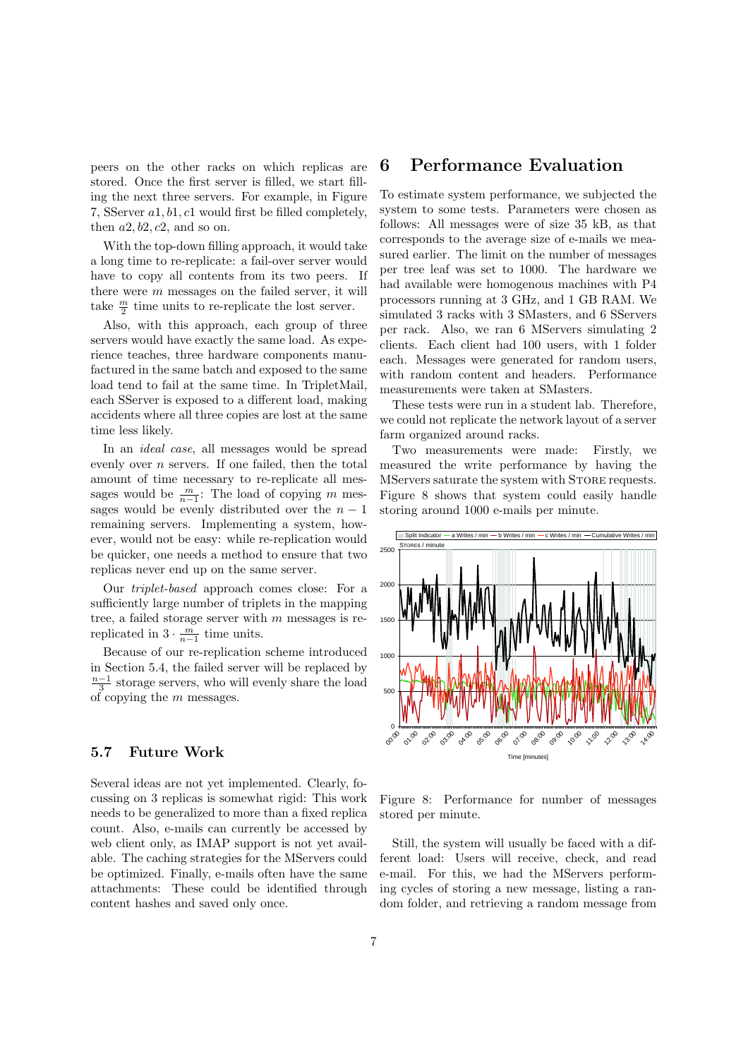peers on the other racks on which replicas are stored. Once the first server is filled, we start filling the next three servers. For example, in Figure 7, SServer $a1, b1, c1$ would first be filled completely, then $a2, b2, c2$, and so on.

With the top-down filling approach, it would take a long time to re-replicate: a fail-over server would have to copy all contents from its two peers. If there were $m$ messages on the failed server, it will take $\frac{m}{2}$ time units to re-replicate the lost server.

Also, with this approach, each group of three servers would have exactly the same load. As experience teaches, three hardware components manufactured in the same batch and exposed to the same load tend to fail at the same time. In TripletMail, each SServer is exposed to a different load, making accidents where all three copies are lost at the same time less likely.

In an *ideal case*, all messages would be spread evenly over $n$ servers. If one failed, then the total amount of time necessary to re-replicate all messages would be $\frac{m}{n-1}$: The load of copying $m$ messages would be evenly distributed over the $n-1$ remaining servers. Implementing a system, however, would not be easy: while re-replication would be quicker, one needs a method to ensure that two replicas never end up on the same server.

Our *triplet-based* approach comes close: For a sufficiently large number of triplets in the mapping tree, a failed storage server with $m$ messages is re-replicated in $3 \cdot \frac{m}{n-1}$ time units.

Because of our re-replication scheme introduced in Section 5.4, the failed server will be replaced by $\frac{n-1}{3}$ storage servers, who will evenly share the load of copying the $m$ messages.

### 5.7 Future Work

Several ideas are not yet implemented. Clearly, focussing on 3 replicas is somewhat rigid: This work needs to be generalized to more than a fixed replica count. Also, e-mails can currently be accessed by web client only, as IMAP support is not yet available. The caching strategies for the MServers could be optimized. Finally, e-mails often have the same attachments: These could be identified through content hashes and saved only once.

## 6 Performance Evaluation

To estimate system performance, we subjected the system to some tests. Parameters were chosen as follows: All messages were of size 35 kB, as that corresponds to the average size of e-mails we measured earlier. The limit on the number of messages per tree leaf was set to 1000. The hardware we had available were homogenous machines with P4 processors running at 3 GHz, and 1 GB RAM. We simulated 3 racks with 3 SMasters, and 6 SServers per rack. Also, we ran 6 MServers simulating 2 clients. Each client had 100 users, with 1 folder each. Messages were generated for random users, with random content and headers. Performance measurements were taken at SMasters.

These tests were run in a student lab. Therefore, we could not replicate the network layout of a server farm organized around racks.

Two measurements were made: Firstly, we measured the write performance by having the MServers saturate the system with STORE requests. Figure 8 shows that system could easily handle storing around 1000 e-mails per minute.

Figure 8: Performance for number of messages stored per minute.

Still, the system will usually be faced with a different load: Users will receive, check, and read e-mail. For this, we had the MServers performing cycles of storing a new message, listing a random folder, and retrieving a random message from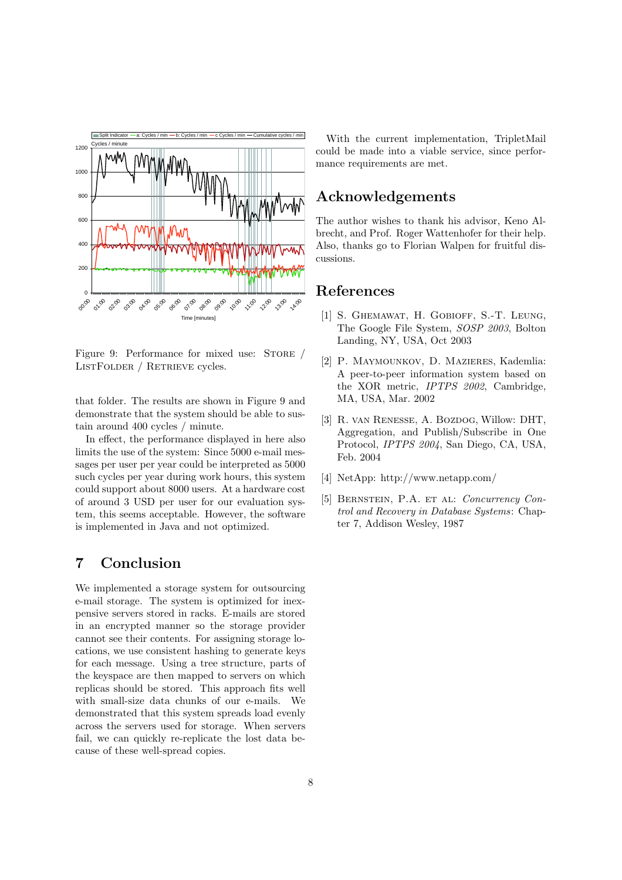Split Indicator — a: Cycles / min — b: Cycles / min — c Cycles / min — Cumulative cycles / min

Cycles / minute

1200
1000
800
600
400
200
0

00:00 01:00 02:00 03:00 04:00 05:00 06:00 07:00 08:00 09:00 10:00 11:00 12:00 13:00 14:00

Time [minutes]

Figure 9: Performance for mixed use: STORE / LISTFOLDER / RETRIEVE cycles.

that folder. The results are shown in Figure 9 and demonstrate that the system should be able to sustain around 400 cycles / minute.

In effect, the performance displayed in here also limits the use of the system: Since 5000 e-mail messages per user per year could be interpreted as 5000 such cycles per year during work hours, this system could support about 8000 users. At a hardware cost of around 3 USD per user for our evaluation system, this seems acceptable. However, the software is implemented in Java and not optimized.

## 7 Conclusion

We implemented a storage system for outsourcing e-mail storage. The system is optimized for inexpensive servers stored in racks. E-mails are stored in an encrypted manner so the storage provider cannot see their contents. For assigning storage locations, we use consistent hashing to generate keys for each message. Using a tree structure, parts of the keyspace are then mapped to servers on which replicas should be stored. This approach fits well with small-size data chunks of our e-mails. We demonstrated that this system spreads load evenly across the servers used for storage. When servers fail, we can quickly re-replicate the lost data because of these well-spread copies.

With the current implementation, TripletMail could be made into a viable service, since performance requirements are met.

## Acknowledgements

The author wishes to thank his advisor, Keno Albrecht, and Prof. Roger Wattenhofer for their help. Also, thanks go to Florian Walpen for fruitful discussions.

## References

[1] S. GHEMAWAT, H. GOBIOFF, S.-T. LEUNG, The Google File System, *SOSP 2003*, Bolton Landing, NY, USA, Oct 2003

[2] P. MAYMOUNKOV, D. MAZIERES, Kademlia: A peer-to-peer information system based on the XOR metric, *IPTPS 2002*, Cambridge, MA, USA, Mar. 2002

[3] R. VAN RENESSE, A. BOZDOG, Willow: DHT, Aggregation, and Publish/Subscribe in One Protocol, *IPTPS 2004*, San Diego, CA, USA, Feb. 2004

[4] NetApp: http://www.netapp.com/

[5] BERNSTEIN, P.A. ET AL: *Concurrency Control and Recovery in Database Systems*: Chapter 7, Addison Wesley, 1987